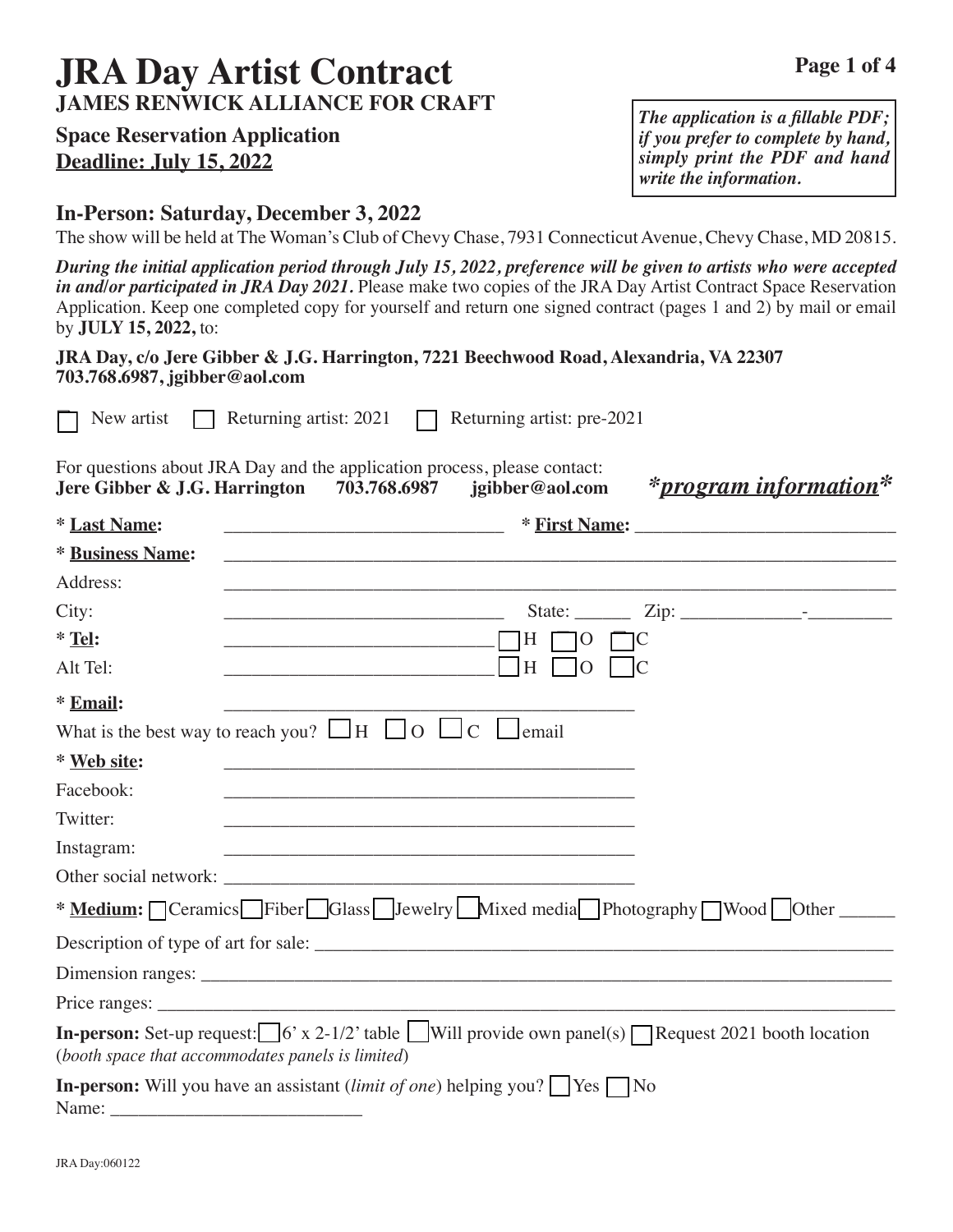# JRA Day Artist Contract

**JAMES RENWICK ALLIANCE FOR CRAFT**

**Space Reservation Application**
**Deadline: July 15, 2022**

> ***The application is a fillable PDF; if you prefer to complete by hand, simply print the PDF and hand write the information.***

## In-Person: Saturday, December 3, 2022

The show will be held at The Woman's Club of Chevy Chase, 7931 Connecticut Avenue, Chevy Chase, MD 20815.

***During the initial application period through July 15, 2022, preference will be given to artists who were accepted in and/or participated in JRA Day 2021.*** Please make two copies of the JRA Day Artist Contract Space Reservation Application. Keep one completed copy for yourself and return one signed contract (pages 1 and 2) by mail or email by **JULY 15, 2022,** to:

**JRA Day, c/o Jere Gibber & J.G. Harrington, 7221 Beechwood Road, Alexandria, VA 22307**
**703.768.6987, jgibber@aol.com**

☐ New artist ☐ Returning artist: 2021 ☐ Returning artist: pre-2021

For questions about JRA Day and the application process, please contact:
**Jere Gibber & J.G. Harrington 703.768.6987 jgibber@aol.com**

***\*program information\****

\* **Last Name:** ______________________________ \* **First Name:** ____________________________

\* **Business Name:** ____________________________________________________________________

Address: ____________________________________________________________________

City: ______________________________ State: ______ Zip: _____________-_________

\* **Tel:** ____________________________ ☐ H ☐ O ☐ C

Alt Tel: ____________________________ ☐ H ☐ O ☐ C

\* **Email:** ____________________________________________

What is the best way to reach you? ☐ H ☐ O ☐ C ☐ email

\* **Web site:** ____________________________________________

Facebook: ____________________________________________

Twitter: ____________________________________________

Instagram: ____________________________________________

Other social network: ____________________________________________

\* **Medium:** ☐ Ceramics ☐ Fiber ☐ Glass ☐ Jewelry ☐ Mixed media ☐ Photography ☐ Wood ☐ Other ______

Description of type of art for sale: ____________________________________________________________

Dimension ranges: ____________________________________________________________________

Price ranges: ________________________________________________________________________

**In-person:** Set-up request: ☐ 6' x 2-1/2' table ☐ Will provide own panel(s) ☐ Request 2021 booth location (*booth space that accommodates panels is limited*)

**In-person:** Will you have an assistant (*limit of one*) helping you? ☐ Yes ☐ No
Name: ___________________________

JRA Day:060122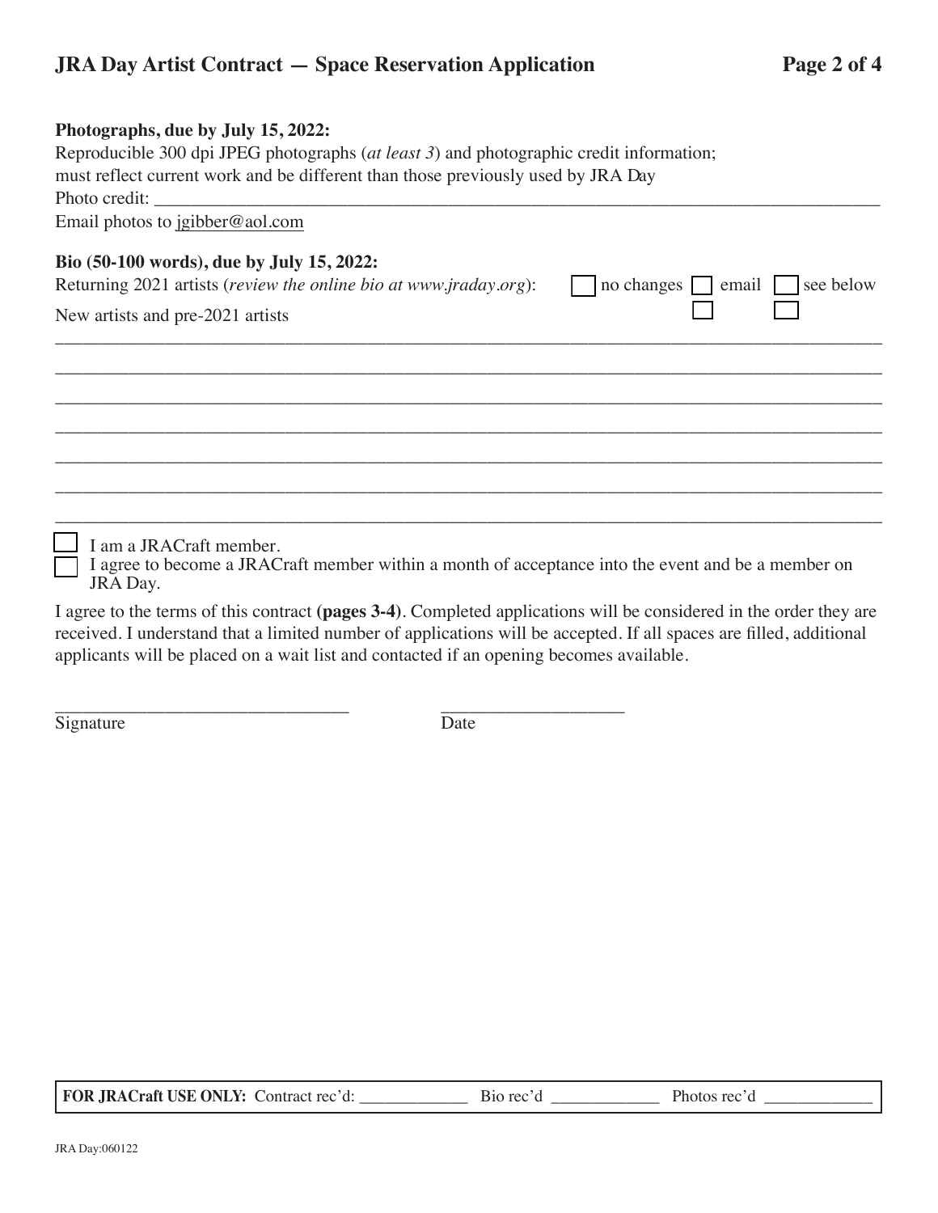**Photographs, due by July 15, 2022:**

Reproducible 300 dpi JPEG photographs (*at least 3*) and photographic credit information; must reflect current work and be different than those previously used by JRA Day

Photo credit: ______________________________________________________________

Email photos to jgibber@aol.com

**Bio (50-100 words), due by July 15, 2022:**

Returning 2021 artists (*review the online bio at www.jraday.org*): ☐ no changes ☐ email ☐ see below

New artists and pre-2021 artists ☐ ☐

______________________________________________________________

______________________________________________________________

______________________________________________________________

______________________________________________________________

______________________________________________________________

______________________________________________________________

______________________________________________________________

☐ I am a JRACraft member.

☐ I agree to become a JRACraft member within a month of acceptance into the event and be a member on JRA Day.

I agree to the terms of this contract **(pages 3-4)**. Completed applications will be considered in the order they are received. I understand that a limited number of applications will be accepted. If all spaces are filled, additional applicants will be placed on a wait list and contacted if an opening becomes available.

________________________________ ____________________

Signature Date

**FOR JRACraft USE ONLY:** Contract rec'd: ____________ Bio rec'd ____________ Photos rec'd ____________

JRA Day:060122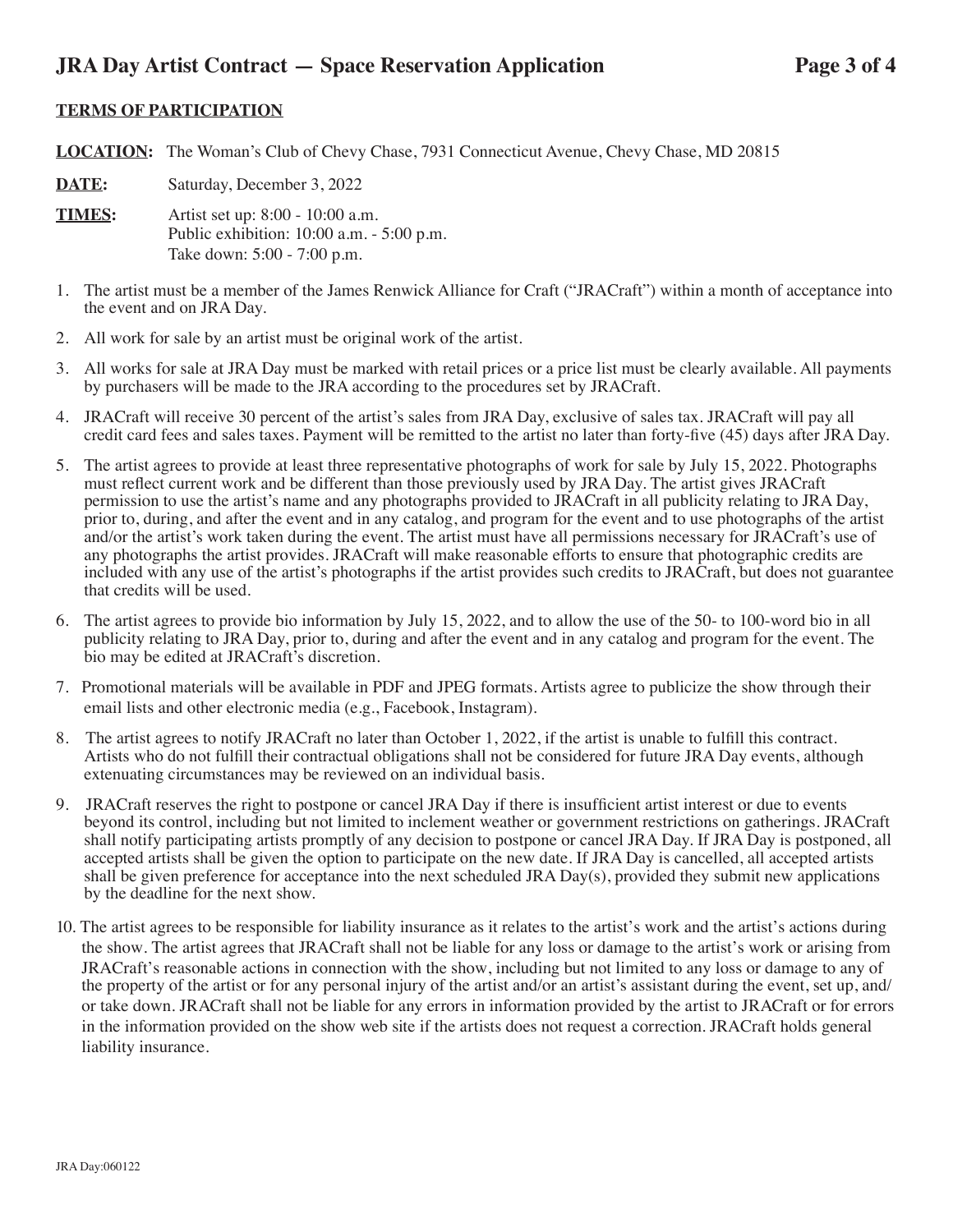## TERMS OF PARTICIPATION

**LOCATION:** The Woman's Club of Chevy Chase, 7931 Connecticut Avenue, Chevy Chase, MD 20815

**DATE:** Saturday, December 3, 2022

**TIMES:** Artist set up: 8:00 - 10:00 a.m.
Public exhibition: 10:00 a.m. - 5:00 p.m.
Take down: 5:00 - 7:00 p.m.

1. The artist must be a member of the James Renwick Alliance for Craft ("JRACraft") within a month of acceptance into the event and on JRA Day.
2. All work for sale by an artist must be original work of the artist.
3. All works for sale at JRA Day must be marked with retail prices or a price list must be clearly available. All payments by purchasers will be made to the JRA according to the procedures set by JRACraft.
4. JRACraft will receive 30 percent of the artist's sales from JRA Day, exclusive of sales tax. JRACraft will pay all credit card fees and sales taxes. Payment will be remitted to the artist no later than forty-five (45) days after JRA Day.
5. The artist agrees to provide at least three representative photographs of work for sale by July 15, 2022. Photographs must reflect current work and be different than those previously used by JRA Day. The artist gives JRACraft permission to use the artist's name and any photographs provided to JRACraft in all publicity relating to JRA Day, prior to, during, and after the event and in any catalog, and program for the event and to use photographs of the artist and/or the artist's work taken during the event. The artist must have all permissions necessary for JRACraft's use of any photographs the artist provides. JRACraft will make reasonable efforts to ensure that photographic credits are included with any use of the artist's photographs if the artist provides such credits to JRACraft, but does not guarantee that credits will be used.
6. The artist agrees to provide bio information by July 15, 2022, and to allow the use of the 50- to 100-word bio in all publicity relating to JRA Day, prior to, during and after the event and in any catalog and program for the event. The bio may be edited at JRACraft's discretion.
7. Promotional materials will be available in PDF and JPEG formats. Artists agree to publicize the show through their email lists and other electronic media (e.g., Facebook, Instagram).
8. The artist agrees to notify JRACraft no later than October 1, 2022, if the artist is unable to fulfill this contract. Artists who do not fulfill their contractual obligations shall not be considered for future JRA Day events, although extenuating circumstances may be reviewed on an individual basis.
9. JRACraft reserves the right to postpone or cancel JRA Day if there is insufficient artist interest or due to events beyond its control, including but not limited to inclement weather or government restrictions on gatherings. JRACraft shall notify participating artists promptly of any decision to postpone or cancel JRA Day. If JRA Day is postponed, all accepted artists shall be given the option to participate on the new date. If JRA Day is cancelled, all accepted artists shall be given preference for acceptance into the next scheduled JRA Day(s), provided they submit new applications by the deadline for the next show.
10. The artist agrees to be responsible for liability insurance as it relates to the artist's work and the artist's actions during the show. The artist agrees that JRACraft shall not be liable for any loss or damage to the artist's work or arising from JRACraft's reasonable actions in connection with the show, including but not limited to any loss or damage to any of the property of the artist or for any personal injury of the artist and/or an artist's assistant during the event, set up, and/or take down. JRACraft shall not be liable for any errors in information provided by the artist to JRACraft or for errors in the information provided on the show web site if the artists does not request a correction. JRACraft holds general liability insurance.

JRA Day:060122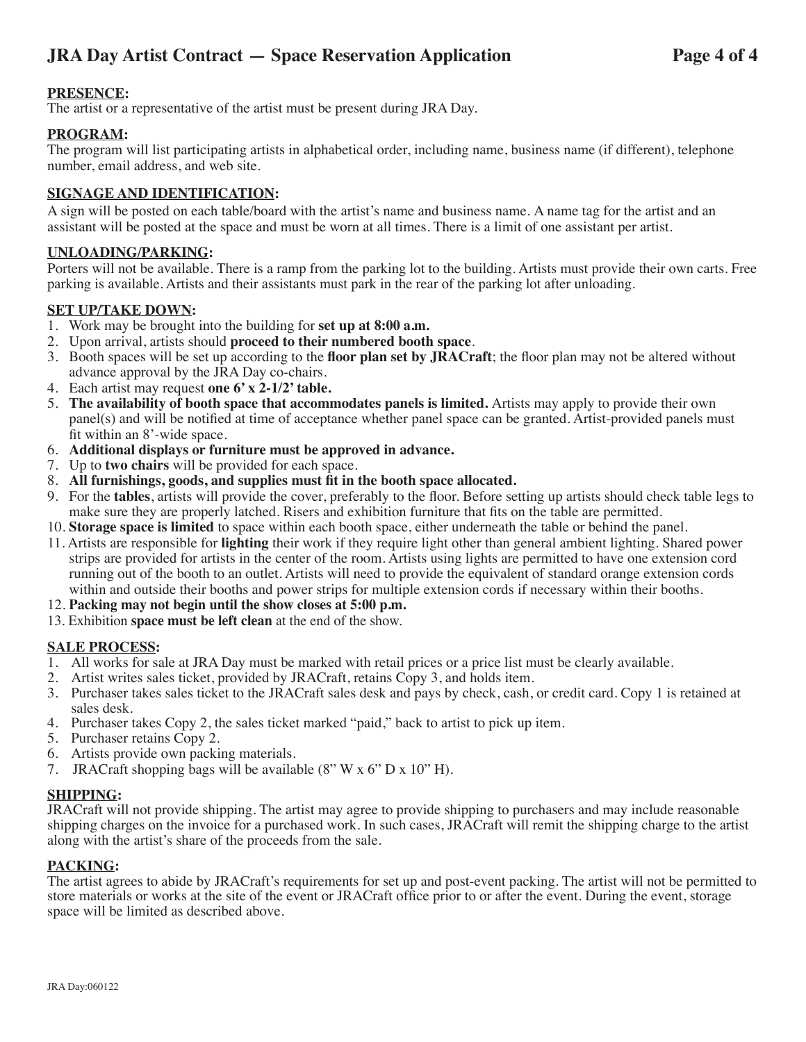# JRA Day Artist Contract — Space Reservation Application

**PRESENCE:**

The artist or a representative of the artist must be present during JRA Day.

**PROGRAM:**

The program will list participating artists in alphabetical order, including name, business name (if different), telephone number, email address, and web site.

**SIGNAGE AND IDENTIFICATION:**

A sign will be posted on each table/board with the artist's name and business name. A name tag for the artist and an assistant will be posted at the space and must be worn at all times. There is a limit of one assistant per artist.

**UNLOADING/PARKING:**

Porters will not be available. There is a ramp from the parking lot to the building. Artists must provide their own carts. Free parking is available. Artists and their assistants must park in the rear of the parking lot after unloading.

**SET UP/TAKE DOWN:**

1. Work may be brought into the building for **set up at 8:00 a.m.**
2. Upon arrival, artists should **proceed to their numbered booth space**.
3. Booth spaces will be set up according to the **floor plan set by JRACraft**; the floor plan may not be altered without advance approval by the JRA Day co-chairs.
4. Each artist may request **one 6' x 2-1/2' table.**
5. **The availability of booth space that accommodates panels is limited.** Artists may apply to provide their own panel(s) and will be notified at time of acceptance whether panel space can be granted. Artist-provided panels must fit within an 8'-wide space.
6. **Additional displays or furniture must be approved in advance.**
7. Up to **two chairs** will be provided for each space.
8. **All furnishings, goods, and supplies must fit in the booth space allocated.**
9. For the **tables**, artists will provide the cover, preferably to the floor. Before setting up artists should check table legs to make sure they are properly latched. Risers and exhibition furniture that fits on the table are permitted.
10. **Storage space is limited** to space within each booth space, either underneath the table or behind the panel.
11. Artists are responsible for **lighting** their work if they require light other than general ambient lighting. Shared power strips are provided for artists in the center of the room. Artists using lights are permitted to have one extension cord running out of the booth to an outlet. Artists will need to provide the equivalent of standard orange extension cords within and outside their booths and power strips for multiple extension cords if necessary within their booths.
12. **Packing may not begin until the show closes at 5:00 p.m.**
13. Exhibition **space must be left clean** at the end of the show.

**SALE PROCESS:**

1. All works for sale at JRA Day must be marked with retail prices or a price list must be clearly available.
2. Artist writes sales ticket, provided by JRACraft, retains Copy 3, and holds item.
3. Purchaser takes sales ticket to the JRACraft sales desk and pays by check, cash, or credit card. Copy 1 is retained at sales desk.
4. Purchaser takes Copy 2, the sales ticket marked "paid," back to artist to pick up item.
5. Purchaser retains Copy 2.
6. Artists provide own packing materials.
7. JRACraft shopping bags will be available (8" W x 6" D x 10" H).

**SHIPPING:**

JRACraft will not provide shipping. The artist may agree to provide shipping to purchasers and may include reasonable shipping charges on the invoice for a purchased work. In such cases, JRACraft will remit the shipping charge to the artist along with the artist's share of the proceeds from the sale.

**PACKING:**

The artist agrees to abide by JRACraft's requirements for set up and post-event packing. The artist will not be permitted to store materials or works at the site of the event or JRACraft office prior to or after the event. During the event, storage space will be limited as described above.

JRA Day:060122